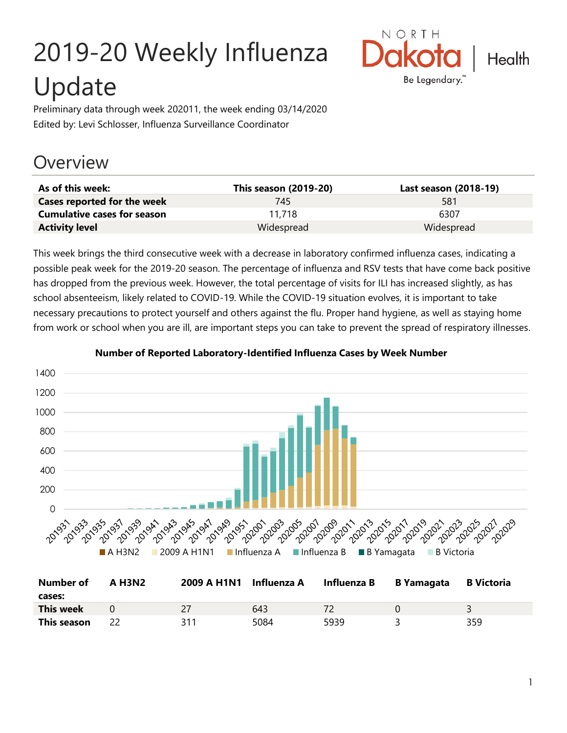# 2019-20 Weekly Influenza Update

Preliminary data through week 202011, the week ending 03/14/2020

Edited by: Levi Schlosser, Influenza Surveillance Coordinator

## Overview

| As of this week: | This season (2019-20) | Last season (2018-19) |
|---|---|---|
| **Cases reported for the week** | 745 | 581 |
| **Cumulative cases for season** | 11,718 | 6307 |
| **Activity level** | Widespread | Widespread |

This week brings the third consecutive week with a decrease in laboratory confirmed influenza cases, indicating a possible peak week for the 2019-20 season. The percentage of influenza and RSV tests that have come back positive has dropped from the previous week. However, the total percentage of visits for ILI has increased slightly, as has school absenteeism, likely related to COVID-19. While the COVID-19 situation evolves, it is important to take necessary precautions to protect yourself and others against the flu. Proper hand hygiene, as well as staying home from work or school when you are ill, are important steps you can take to prevent the spread of respiratory illnesses.

**Number of Reported Laboratory-Identified Influenza Cases by Week Number**

| Number of cases: | A H3N2 | 2009 A H1N1 | Influenza A | Influenza B | B Yamagata | B Victoria |
|---|---|---|---|---|---|---|
| **This week** | 0 | 27 | 643 | 72 | 0 | 3 |
| **This season** | 22 | 311 | 5084 | 5939 | 3 | 359 |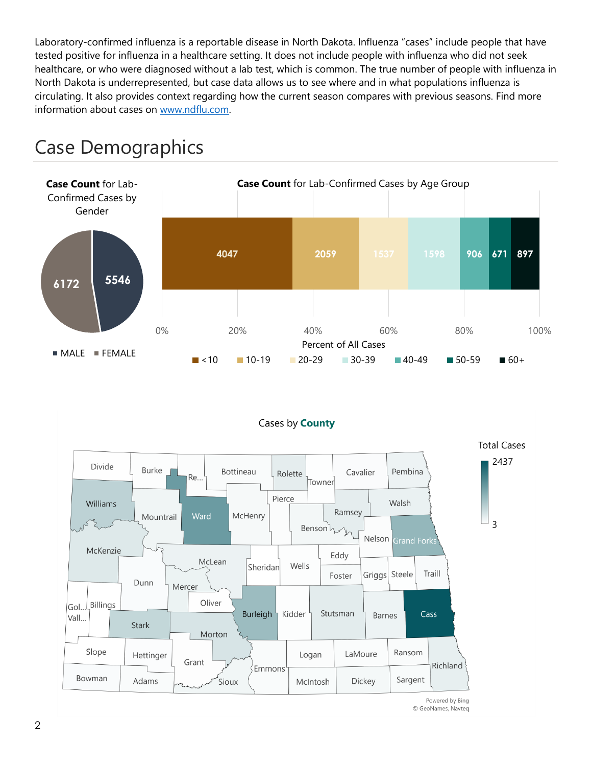Laboratory-confirmed influenza is a reportable disease in North Dakota. Influenza "cases" include people that have tested positive for influenza in a healthcare setting. It does not include people with influenza who did not seek healthcare, or who were diagnosed without a lab test, which is common. The true number of people with influenza in North Dakota is underrepresented, but case data allows us to see where and in what populations influenza is circulating. It also provides context regarding how the current season compares with previous seasons. Find more information about cases on [www.ndflu.com](http://www.ndflu.com).

# Case Demographics

**Case Count** for Lab-Confirmed Cases by Gender

| Gender | Case Count |
|---|---|
| MALE | 5546 |
| FEMALE | 6172 |

**Case Count** for Lab-Confirmed Cases by Age Group

| Age Group | Case Count |
|---|---|
| <10 | 4047 |
| 10-19 | 2059 |
| 20-29 | 1537 |
| 30-39 | 1598 |
| 40-49 | 906 |
| 50-59 | 671 |
| 60+ | 897 |

Percent of All Cases: 0%, 20%, 40%, 60%, 80%, 100%

Cases by **County**

Total Cases: 3 – 2437

Divide, Burke, Re..., Bottineau, Rolette, Towner, Cavalier, Pembina, Williams, Mountrail, Ward, McHenry, Pierce, Ramsey, Walsh, Benson, Nelson, Grand Forks, McKenzie, McLean, Sheridan, Wells, Eddy, Foster, Griggs, Steele, Traill, Dunn, Mercer, Oliver, Gol..., Vall..., Billings, Stark, Morton, Burleigh, Kidder, Stutsman, Barnes, Cass, Slope, Hettinger, Grant, Emmons, Logan, LaMoure, Ransom, Richland, Bowman, Adams, Sioux, McIntosh, Dickey, Sargent

Powered by Bing
© GeoNames, Navteq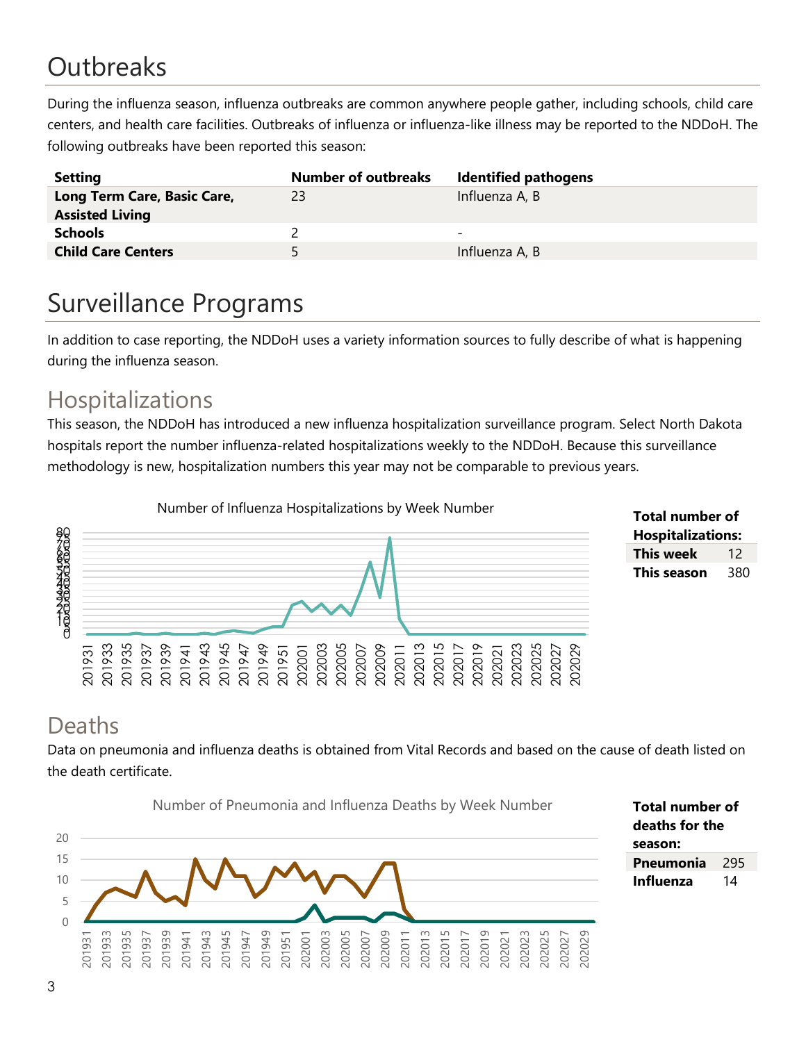# Outbreaks

During the influenza season, influenza outbreaks are common anywhere people gather, including schools, child care centers, and health care facilities. Outbreaks of influenza or influenza-like illness may be reported to the NDDoH. The following outbreaks have been reported this season:

| Setting | Number of outbreaks | Identified pathogens |
|---|---|---|
| **Long Term Care, Basic Care, Assisted Living** | 23 | Influenza A, B |
| **Schools** | 2 | - |
| **Child Care Centers** | 5 | Influenza A, B |

# Surveillance Programs

In addition to case reporting, the NDDoH uses a variety information sources to fully describe of what is happening during the influenza season.

## Hospitalizations

This season, the NDDoH has introduced a new influenza hospitalization surveillance program. Select North Dakota hospitals report the number influenza-related hospitalizations weekly to the NDDoH. Because this surveillance methodology is new, hospitalization numbers this year may not be comparable to previous years.

Number of Influenza Hospitalizations by Week Number

| **Total number of Hospitalizations:** | |
|---|---|
| **This week** | 12 |
| **This season** | 380 |

## Deaths

Data on pneumonia and influenza deaths is obtained from Vital Records and based on the cause of death listed on the death certificate.

Number of Pneumonia and Influenza Deaths by Week Number

| **Total number of deaths for the season:** | |
|---|---|
| **Pneumonia** | 295 |
| **Influenza** | 14 |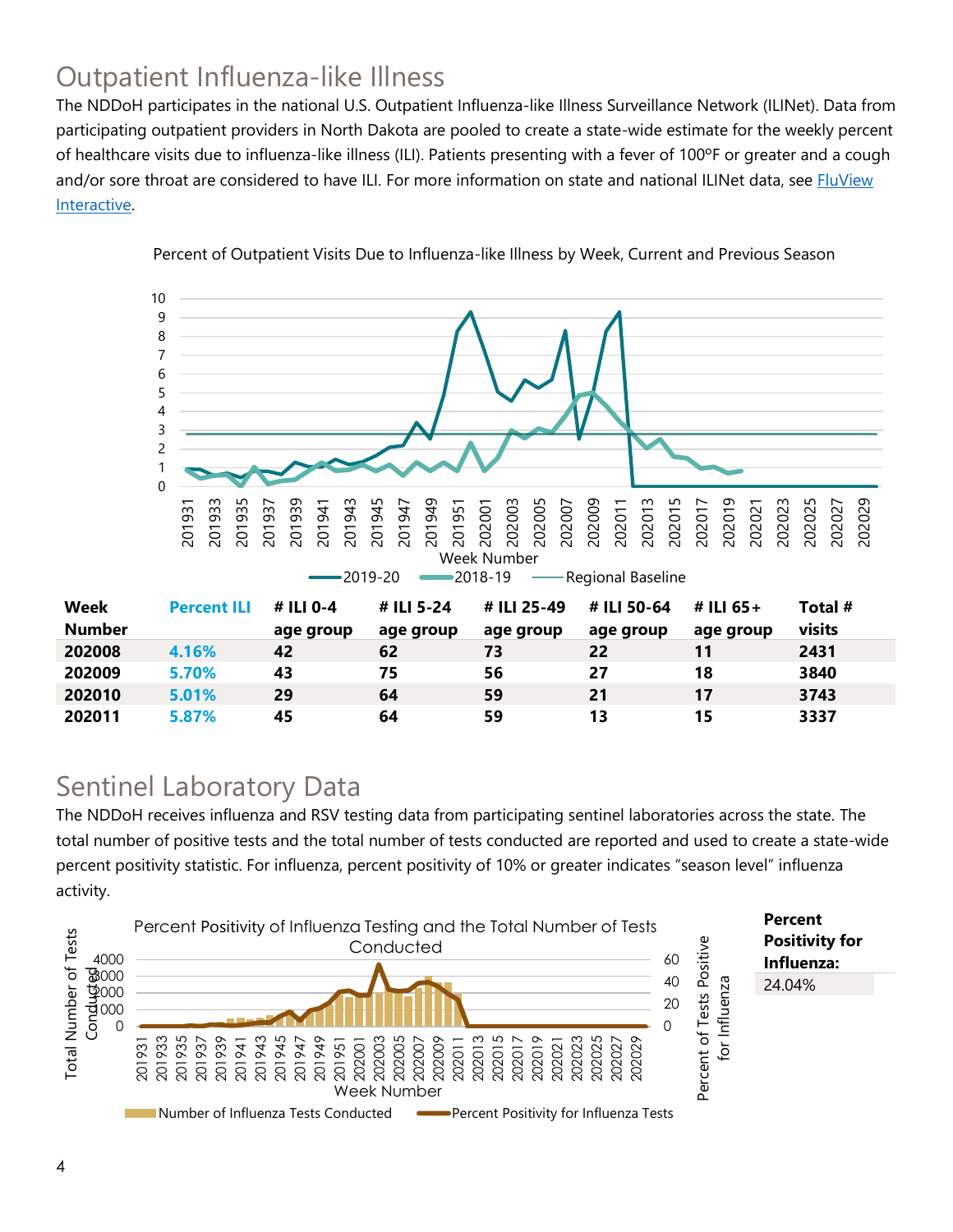## Outpatient Influenza-like Illness

The NDDoH participates in the national U.S. Outpatient Influenza-like Illness Surveillance Network (ILINet). Data from participating outpatient providers in North Dakota are pooled to create a state-wide estimate for the weekly percent of healthcare visits due to influenza-like illness (ILI). Patients presenting with a fever of 100ºF or greater and a cough and/or sore throat are considered to have ILI. For more information on state and national ILINet data, see [FluView Interactive](FluView Interactive).

Percent of Outpatient Visits Due to Influenza-like Illness by Week, Current and Previous Season

| Week Number | Percent ILI | # ILI 0-4 age group | # ILI 5-24 age group | # ILI 25-49 age group | # ILI 50-64 age group | # ILI 65+ age group | Total # visits |
|---|---|---|---|---|---|---|---|
| 202008 | 4.16% | 42 | 62 | 73 | 22 | 11 | 2431 |
| 202009 | 5.70% | 43 | 75 | 56 | 27 | 18 | 3840 |
| 202010 | 5.01% | 29 | 64 | 59 | 21 | 17 | 3743 |
| 202011 | 5.87% | 45 | 64 | 59 | 13 | 15 | 3337 |

## Sentinel Laboratory Data

The NDDoH receives influenza and RSV testing data from participating sentinel laboratories across the state. The total number of positive tests and the total number of tests conducted are reported and used to create a state-wide percent positivity statistic. For influenza, percent positivity of 10% or greater indicates "season level" influenza activity.

Percent Positivity of Influenza Testing and the Total Number of Tests Conducted

| Percent Positivity for Influenza: |
|---|
| 24.04% |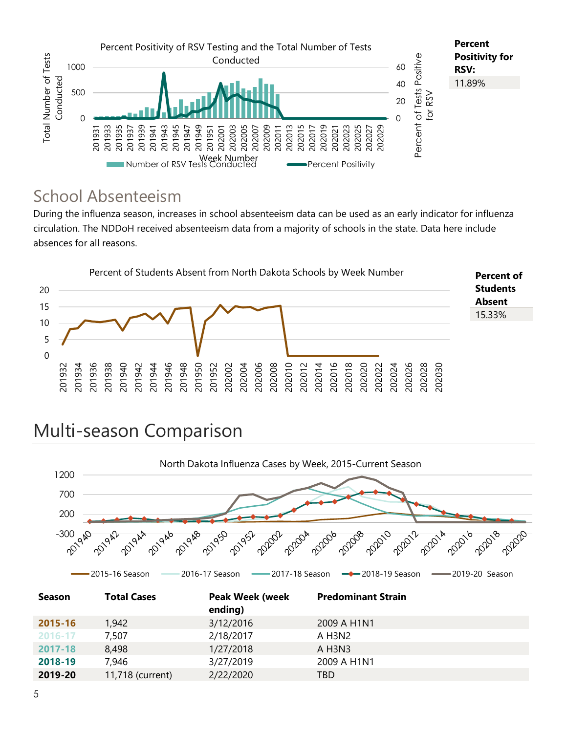Percent Positivity of RSV Testing and the Total Number of Tests Conducted

**Percent Positivity for RSV:**

11.89%

## School Absenteeism

During the influenza season, increases in school absenteeism data can be used as an early indicator for influenza circulation. The NDDoH received absenteeism data from a majority of schools in the state. Data here include absences for all reasons.

Percent of Students Absent from North Dakota Schools by Week Number

**Percent of Students Absent**

15.33%

# Multi-season Comparison

North Dakota Influenza Cases by Week, 2015-Current Season

| Season | Total Cases | Peak Week (week ending) | Predominant Strain |
|---|---|---|---|
| **2015-16** | 1,942 | 3/12/2016 | 2009 A H1N1 |
| **2016-17** | 7,507 | 2/18/2017 | A H3N2 |
| **2017-18** | 8,498 | 1/27/2018 | A H3N3 |
| **2018-19** | 7,946 | 3/27/2019 | 2009 A H1N1 |
| **2019-20** | 11,718 (current) | 2/22/2020 | TBD |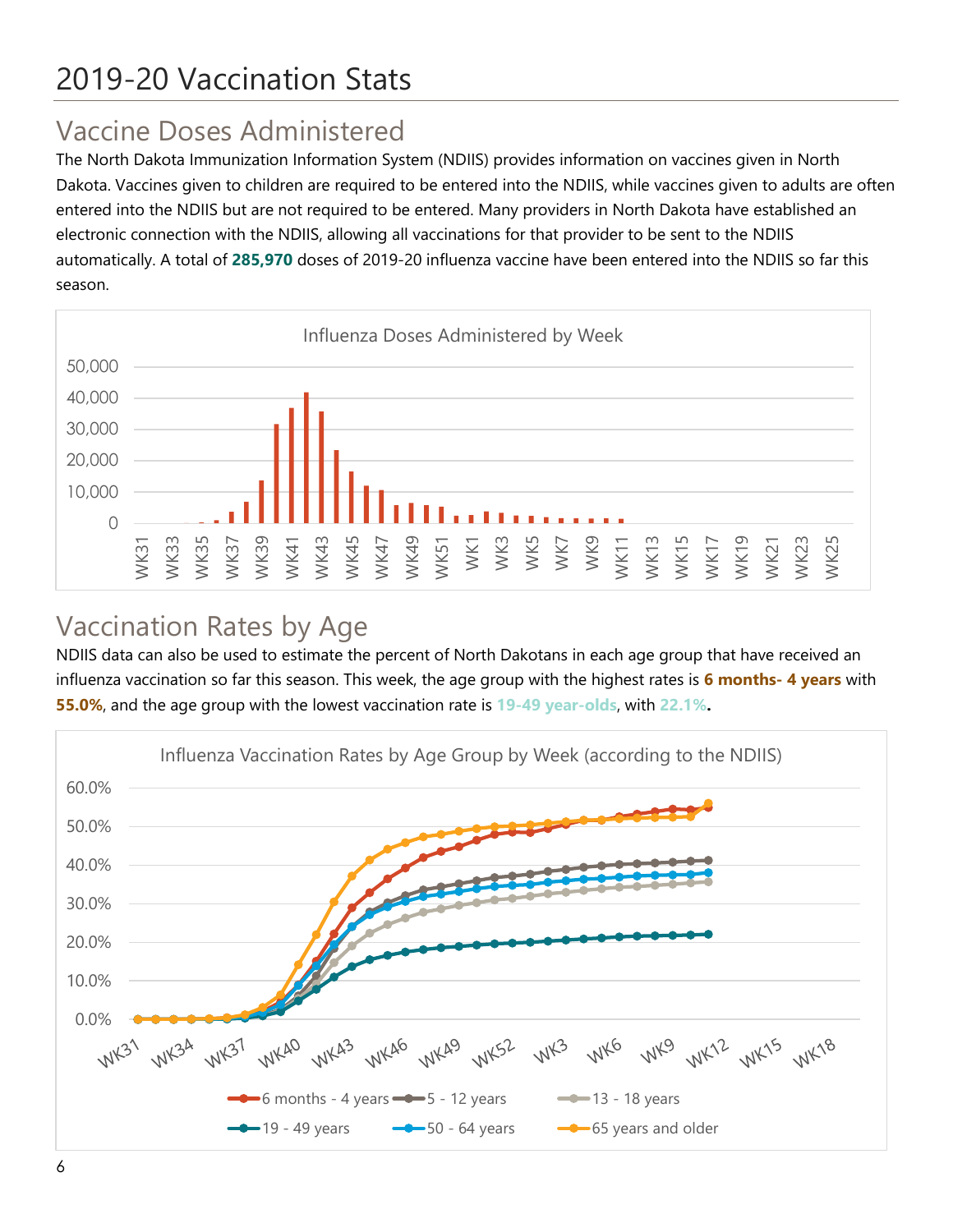# 2019-20 Vaccination Stats

## Vaccine Doses Administered

The North Dakota Immunization Information System (NDIIS) provides information on vaccines given in North Dakota. Vaccines given to children are required to be entered into the NDIIS, while vaccines given to adults are often entered into the NDIIS but are not required to be entered. Many providers in North Dakota have established an electronic connection with the NDIIS, allowing all vaccinations for that provider to be sent to the NDIIS automatically. A total of **285,970** doses of 2019-20 influenza vaccine have been entered into the NDIIS so far this season.

Influenza Doses Administered by Week

50,000
40,000
30,000
20,000
10,000
0

WK31 WK33 WK35 WK37 WK39 WK41 WK43 WK45 WK47 WK49 WK51 WK1 WK3 WK5 WK7 WK9 WK11 WK13 WK15 WK17 WK19 WK21 WK23 WK25

## Vaccination Rates by Age

NDIIS data can also be used to estimate the percent of North Dakotans in each age group that have received an influenza vaccination so far this season. This week, the age group with the highest rates is **6 months- 4 years** with **55.0%**, and the age group with the lowest vaccination rate is **19-49 year-olds**, with **22.1%**.

Influenza Vaccination Rates by Age Group by Week (according to the NDIIS)

60.0%
50.0%
40.0%
30.0%
20.0%
10.0%
0.0%

WK31 WK34 WK37 WK40 WK43 WK46 WK49 WK52 WK3 WK6 WK9 WK12 WK15 WK18

6 months - 4 years
5 - 12 years
13 - 18 years
19 - 49 years
50 - 64 years
65 years and older